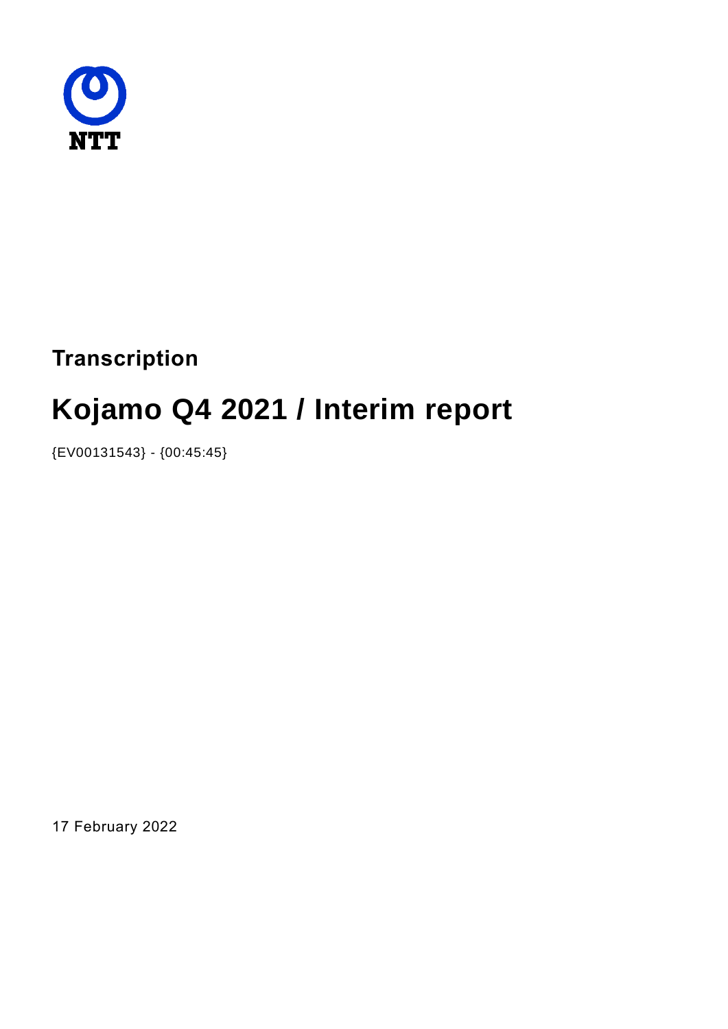NTT

**Transcription**

# Kojamo Q4 2021 / Interim report

{EV00131543} - {00:45:45}

17 February 2022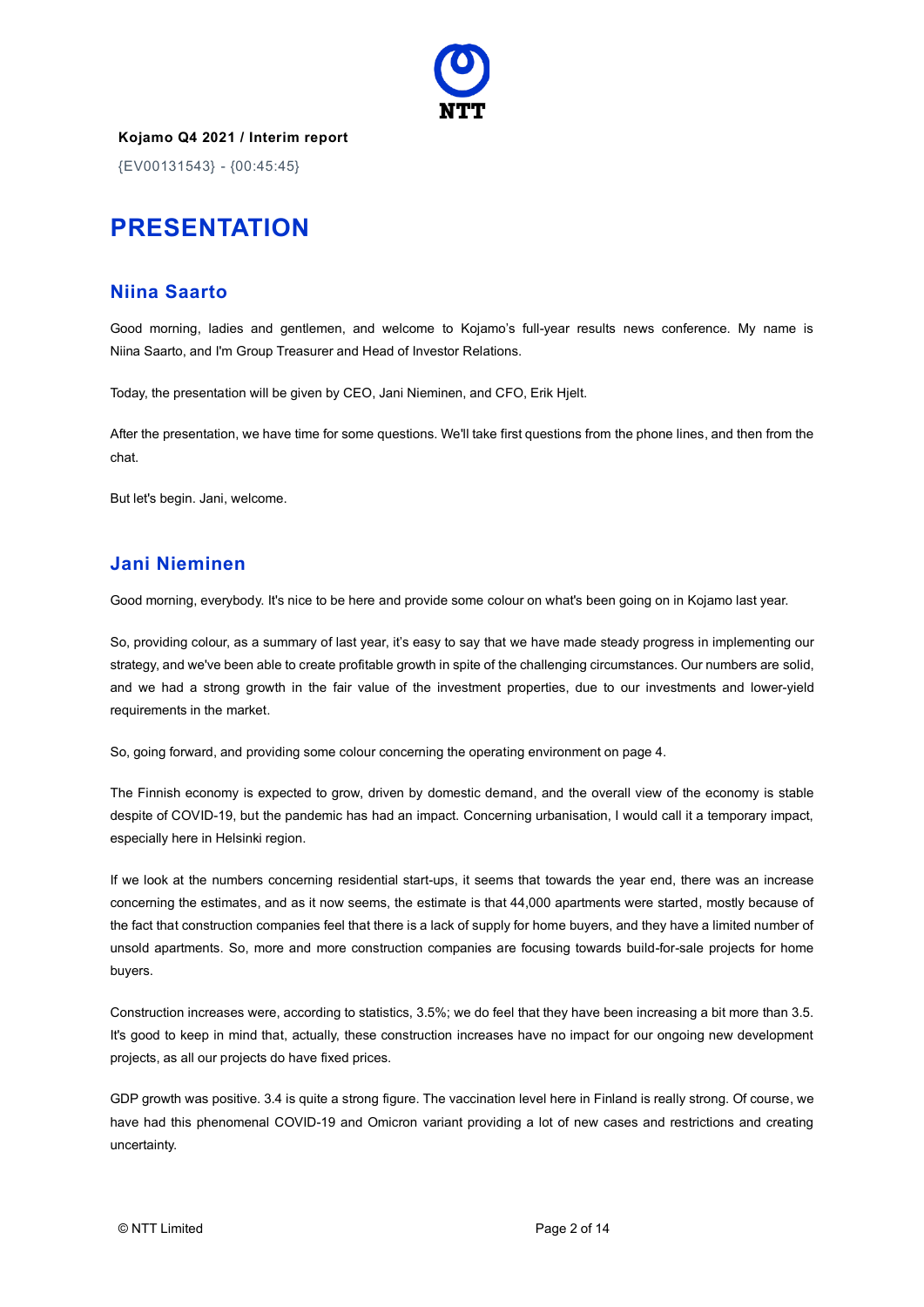**Kojamo Q4 2021 / Interim report**

{EV00131543} - {00:45:45}

# PRESENTATION

## Niina Saarto

Good morning, ladies and gentlemen, and welcome to Kojamo's full-year results news conference. My name is Niina Saarto, and I'm Group Treasurer and Head of Investor Relations.

Today, the presentation will be given by CEO, Jani Nieminen, and CFO, Erik Hjelt.

After the presentation, we have time for some questions. We'll take first questions from the phone lines, and then from the chat.

But let's begin. Jani, welcome.

## Jani Nieminen

Good morning, everybody. It's nice to be here and provide some colour on what's been going on in Kojamo last year.

So, providing colour, as a summary of last year, it's easy to say that we have made steady progress in implementing our strategy, and we've been able to create profitable growth in spite of the challenging circumstances. Our numbers are solid, and we had a strong growth in the fair value of the investment properties, due to our investments and lower-yield requirements in the market.

So, going forward, and providing some colour concerning the operating environment on page 4.

The Finnish economy is expected to grow, driven by domestic demand, and the overall view of the economy is stable despite of COVID-19, but the pandemic has had an impact. Concerning urbanisation, I would call it a temporary impact, especially here in Helsinki region.

If we look at the numbers concerning residential start-ups, it seems that towards the year end, there was an increase concerning the estimates, and as it now seems, the estimate is that 44,000 apartments were started, mostly because of the fact that construction companies feel that there is a lack of supply for home buyers, and they have a limited number of unsold apartments. So, more and more construction companies are focusing towards build-for-sale projects for home buyers.

Construction increases were, according to statistics, 3.5%; we do feel that they have been increasing a bit more than 3.5. It's good to keep in mind that, actually, these construction increases have no impact for our ongoing new development projects, as all our projects do have fixed prices.

GDP growth was positive. 3.4 is quite a strong figure. The vaccination level here in Finland is really strong. Of course, we have had this phenomenal COVID-19 and Omicron variant providing a lot of new cases and restrictions and creating uncertainty.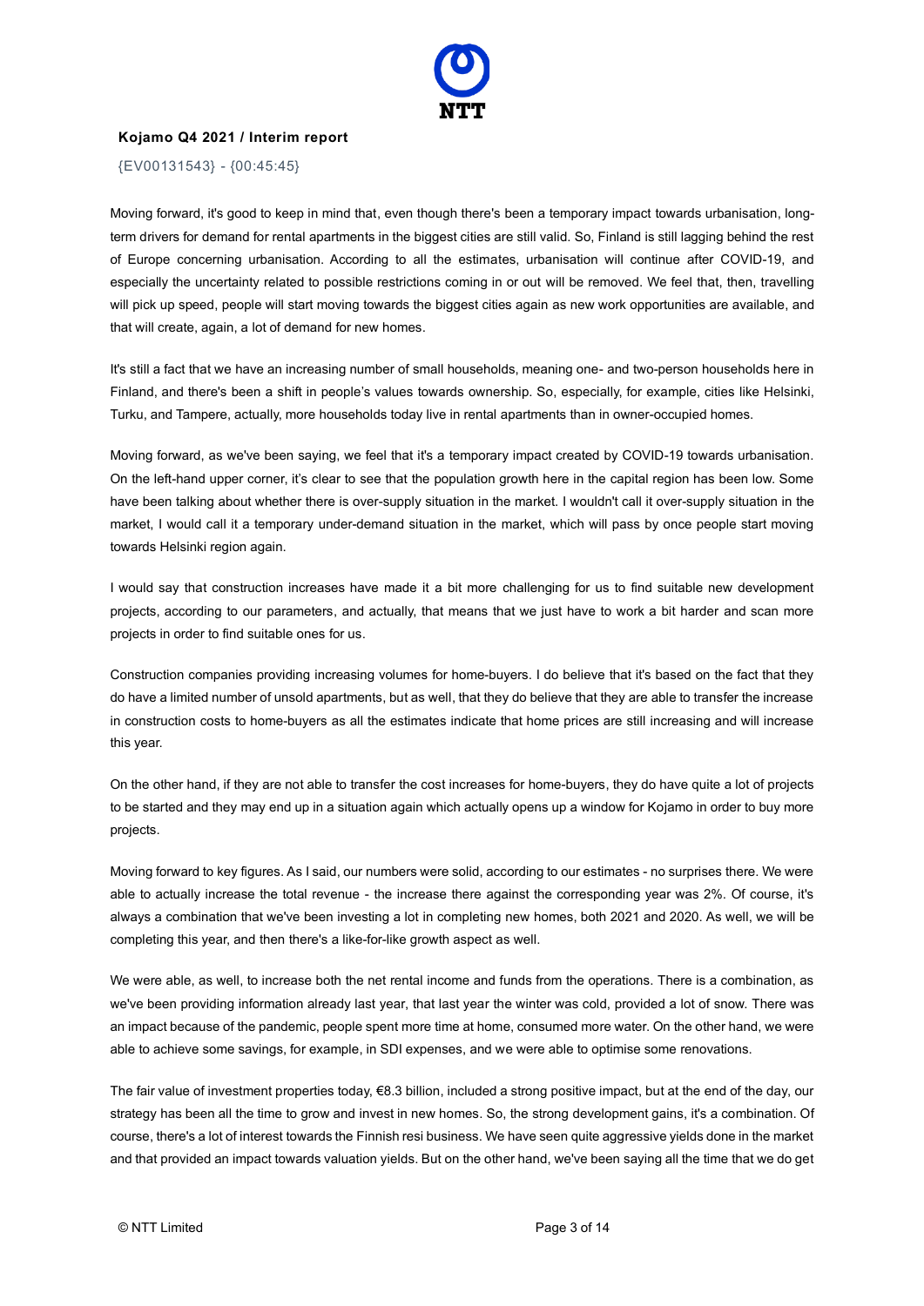Moving forward, it's good to keep in mind that, even though there's been a temporary impact towards urbanisation, long-term drivers for demand for rental apartments in the biggest cities are still valid. So, Finland is still lagging behind the rest of Europe concerning urbanisation. According to all the estimates, urbanisation will continue after COVID-19, and especially the uncertainty related to possible restrictions coming in or out will be removed. We feel that, then, travelling will pick up speed, people will start moving towards the biggest cities again as new work opportunities are available, and that will create, again, a lot of demand for new homes.

It's still a fact that we have an increasing number of small households, meaning one- and two-person households here in Finland, and there's been a shift in people's values towards ownership. So, especially, for example, cities like Helsinki, Turku, and Tampere, actually, more households today live in rental apartments than in owner-occupied homes.

Moving forward, as we've been saying, we feel that it's a temporary impact created by COVID-19 towards urbanisation. On the left-hand upper corner, it's clear to see that the population growth here in the capital region has been low. Some have been talking about whether there is over-supply situation in the market. I wouldn't call it over-supply situation in the market, I would call it a temporary under-demand situation in the market, which will pass by once people start moving towards Helsinki region again.

I would say that construction increases have made it a bit more challenging for us to find suitable new development projects, according to our parameters, and actually, that means that we just have to work a bit harder and scan more projects in order to find suitable ones for us.

Construction companies providing increasing volumes for home-buyers. I do believe that it's based on the fact that they do have a limited number of unsold apartments, but as well, that they do believe that they are able to transfer the increase in construction costs to home-buyers as all the estimates indicate that home prices are still increasing and will increase this year.

On the other hand, if they are not able to transfer the cost increases for home-buyers, they do have quite a lot of projects to be started and they may end up in a situation again which actually opens up a window for Kojamo in order to buy more projects.

Moving forward to key figures. As I said, our numbers were solid, according to our estimates - no surprises there. We were able to actually increase the total revenue - the increase there against the corresponding year was 2%. Of course, it's always a combination that we've been investing a lot in completing new homes, both 2021 and 2020. As well, we will be completing this year, and then there's a like-for-like growth aspect as well.

We were able, as well, to increase both the net rental income and funds from the operations. There is a combination, as we've been providing information already last year, that last year the winter was cold, provided a lot of snow. There was an impact because of the pandemic, people spent more time at home, consumed more water. On the other hand, we were able to achieve some savings, for example, in SDI expenses, and we were able to optimise some renovations.

The fair value of investment properties today, €8.3 billion, included a strong positive impact, but at the end of the day, our strategy has been all the time to grow and invest in new homes. So, the strong development gains, it's a combination. Of course, there's a lot of interest towards the Finnish resi business. We have seen quite aggressive yields done in the market and that provided an impact towards valuation yields. But on the other hand, we've been saying all the time that we do get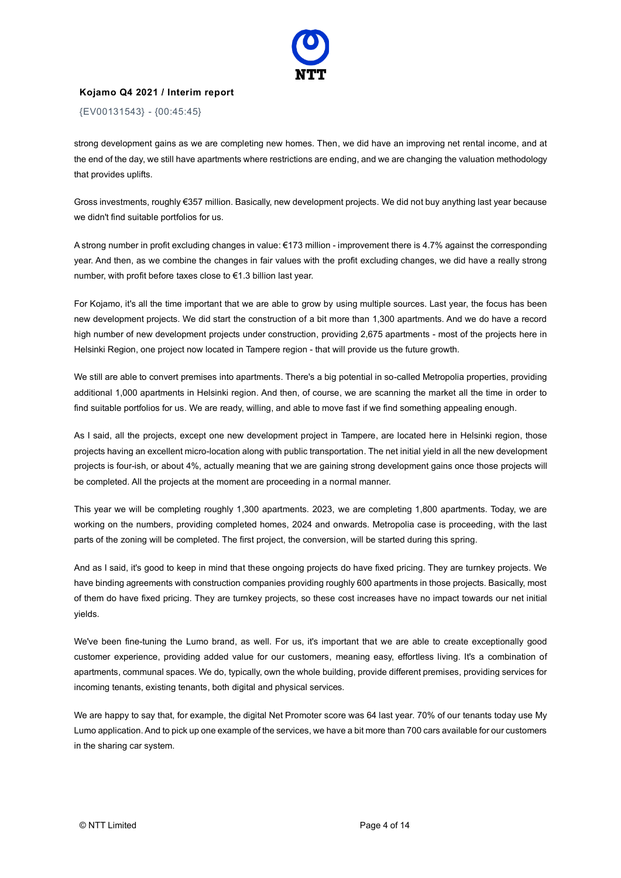strong development gains as we are completing new homes. Then, we did have an improving net rental income, and at the end of the day, we still have apartments where restrictions are ending, and we are changing the valuation methodology that provides uplifts.

Gross investments, roughly €357 million. Basically, new development projects. We did not buy anything last year because we didn't find suitable portfolios for us.

A strong number in profit excluding changes in value: €173 million - improvement there is 4.7% against the corresponding year. And then, as we combine the changes in fair values with the profit excluding changes, we did have a really strong number, with profit before taxes close to €1.3 billion last year.

For Kojamo, it's all the time important that we are able to grow by using multiple sources. Last year, the focus has been new development projects. We did start the construction of a bit more than 1,300 apartments. And we do have a record high number of new development projects under construction, providing 2,675 apartments - most of the projects here in Helsinki Region, one project now located in Tampere region - that will provide us the future growth.

We still are able to convert premises into apartments. There's a big potential in so-called Metropolia properties, providing additional 1,000 apartments in Helsinki region. And then, of course, we are scanning the market all the time in order to find suitable portfolios for us. We are ready, willing, and able to move fast if we find something appealing enough.

As I said, all the projects, except one new development project in Tampere, are located here in Helsinki region, those projects having an excellent micro-location along with public transportation. The net initial yield in all the new development projects is four-ish, or about 4%, actually meaning that we are gaining strong development gains once those projects will be completed. All the projects at the moment are proceeding in a normal manner.

This year we will be completing roughly 1,300 apartments. 2023, we are completing 1,800 apartments. Today, we are working on the numbers, providing completed homes, 2024 and onwards. Metropolia case is proceeding, with the last parts of the zoning will be completed. The first project, the conversion, will be started during this spring.

And as I said, it's good to keep in mind that these ongoing projects do have fixed pricing. They are turnkey projects. We have binding agreements with construction companies providing roughly 600 apartments in those projects. Basically, most of them do have fixed pricing. They are turnkey projects, so these cost increases have no impact towards our net initial yields.

We've been fine-tuning the Lumo brand, as well. For us, it's important that we are able to create exceptionally good customer experience, providing added value for our customers, meaning easy, effortless living. It's a combination of apartments, communal spaces. We do, typically, own the whole building, provide different premises, providing services for incoming tenants, existing tenants, both digital and physical services.

We are happy to say that, for example, the digital Net Promoter score was 64 last year. 70% of our tenants today use My Lumo application. And to pick up one example of the services, we have a bit more than 700 cars available for our customers in the sharing car system.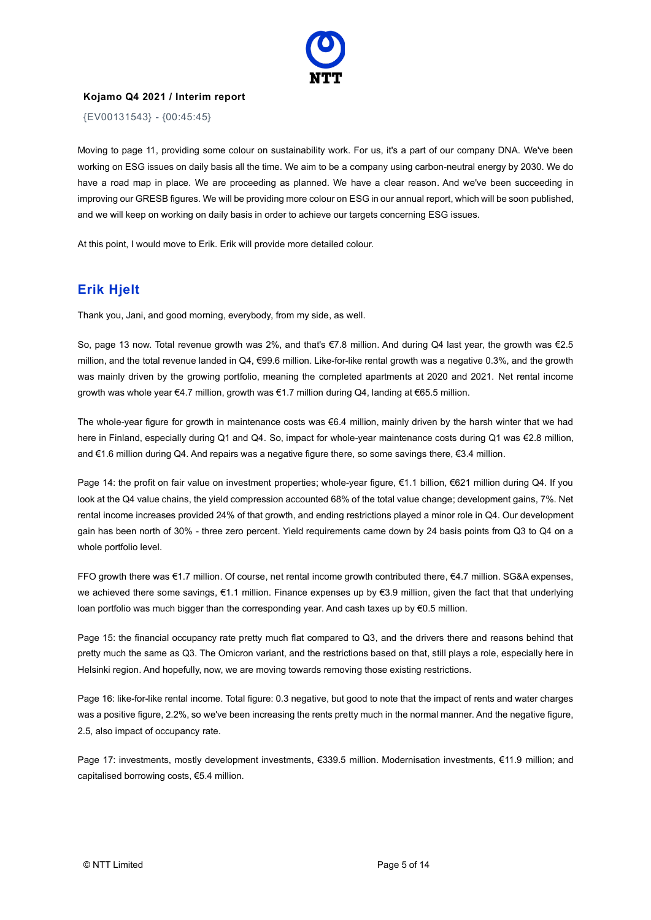Moving to page 11, providing some colour on sustainability work. For us, it's a part of our company DNA. We've been working on ESG issues on daily basis all the time. We aim to be a company using carbon-neutral energy by 2030. We do have a road map in place. We are proceeding as planned. We have a clear reason. And we've been succeeding in improving our GRESB figures. We will be providing more colour on ESG in our annual report, which will be soon published, and we will keep on working on daily basis in order to achieve our targets concerning ESG issues.

At this point, I would move to Erik. Erik will provide more detailed colour.

## Erik Hjelt

Thank you, Jani, and good morning, everybody, from my side, as well.

So, page 13 now. Total revenue growth was 2%, and that's €7.8 million. And during Q4 last year, the growth was €2.5 million, and the total revenue landed in Q4, €99.6 million. Like-for-like rental growth was a negative 0.3%, and the growth was mainly driven by the growing portfolio, meaning the completed apartments at 2020 and 2021. Net rental income growth was whole year €4.7 million, growth was €1.7 million during Q4, landing at €65.5 million.

The whole-year figure for growth in maintenance costs was €6.4 million, mainly driven by the harsh winter that we had here in Finland, especially during Q1 and Q4. So, impact for whole-year maintenance costs during Q1 was €2.8 million, and €1.6 million during Q4. And repairs was a negative figure there, so some savings there, €3.4 million.

Page 14: the profit on fair value on investment properties; whole-year figure, €1.1 billion, €621 million during Q4. If you look at the Q4 value chains, the yield compression accounted 68% of the total value change; development gains, 7%. Net rental income increases provided 24% of that growth, and ending restrictions played a minor role in Q4. Our development gain has been north of 30% - three zero percent. Yield requirements came down by 24 basis points from Q3 to Q4 on a whole portfolio level.

FFO growth there was €1.7 million. Of course, net rental income growth contributed there, €4.7 million. SG&A expenses, we achieved there some savings, €1.1 million. Finance expenses up by €3.9 million, given the fact that that underlying loan portfolio was much bigger than the corresponding year. And cash taxes up by €0.5 million.

Page 15: the financial occupancy rate pretty much flat compared to Q3, and the drivers there and reasons behind that pretty much the same as Q3. The Omicron variant, and the restrictions based on that, still plays a role, especially here in Helsinki region. And hopefully, now, we are moving towards removing those existing restrictions.

Page 16: like-for-like rental income. Total figure: 0.3 negative, but good to note that the impact of rents and water charges was a positive figure, 2.2%, so we've been increasing the rents pretty much in the normal manner. And the negative figure, 2.5, also impact of occupancy rate.

Page 17: investments, mostly development investments, €339.5 million. Modernisation investments, €11.9 million; and capitalised borrowing costs, €5.4 million.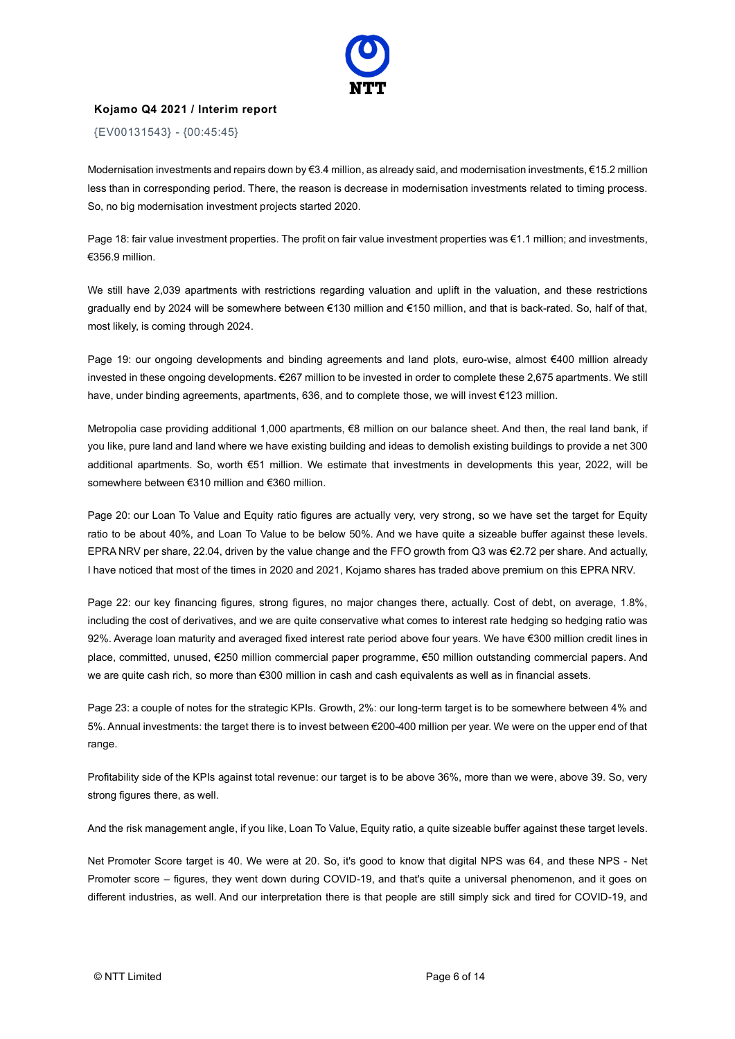Modernisation investments and repairs down by €3.4 million, as already said, and modernisation investments, €15.2 million less than in corresponding period. There, the reason is decrease in modernisation investments related to timing process. So, no big modernisation investment projects started 2020.

Page 18: fair value investment properties. The profit on fair value investment properties was €1.1 million; and investments, €356.9 million.

We still have 2,039 apartments with restrictions regarding valuation and uplift in the valuation, and these restrictions gradually end by 2024 will be somewhere between €130 million and €150 million, and that is back-rated. So, half of that, most likely, is coming through 2024.

Page 19: our ongoing developments and binding agreements and land plots, euro-wise, almost €400 million already invested in these ongoing developments. €267 million to be invested in order to complete these 2,675 apartments. We still have, under binding agreements, apartments, 636, and to complete those, we will invest €123 million.

Metropolia case providing additional 1,000 apartments, €8 million on our balance sheet. And then, the real land bank, if you like, pure land and land where we have existing building and ideas to demolish existing buildings to provide a net 300 additional apartments. So, worth €51 million. We estimate that investments in developments this year, 2022, will be somewhere between €310 million and €360 million.

Page 20: our Loan To Value and Equity ratio figures are actually very, very strong, so we have set the target for Equity ratio to be about 40%, and Loan To Value to be below 50%. And we have quite a sizeable buffer against these levels. EPRA NRV per share, 22.04, driven by the value change and the FFO growth from Q3 was €2.72 per share. And actually, I have noticed that most of the times in 2020 and 2021, Kojamo shares has traded above premium on this EPRA NRV.

Page 22: our key financing figures, strong figures, no major changes there, actually. Cost of debt, on average, 1.8%, including the cost of derivatives, and we are quite conservative what comes to interest rate hedging so hedging ratio was 92%. Average loan maturity and averaged fixed interest rate period above four years. We have €300 million credit lines in place, committed, unused, €250 million commercial paper programme, €50 million outstanding commercial papers. And we are quite cash rich, so more than €300 million in cash and cash equivalents as well as in financial assets.

Page 23: a couple of notes for the strategic KPIs. Growth, 2%: our long-term target is to be somewhere between 4% and 5%. Annual investments: the target there is to invest between €200-400 million per year. We were on the upper end of that range.

Profitability side of the KPIs against total revenue: our target is to be above 36%, more than we were, above 39. So, very strong figures there, as well.

And the risk management angle, if you like, Loan To Value, Equity ratio, a quite sizeable buffer against these target levels.

Net Promoter Score target is 40. We were at 20. So, it's good to know that digital NPS was 64, and these NPS - Net Promoter score – figures, they went down during COVID-19, and that's quite a universal phenomenon, and it goes on different industries, as well. And our interpretation there is that people are still simply sick and tired for COVID-19, and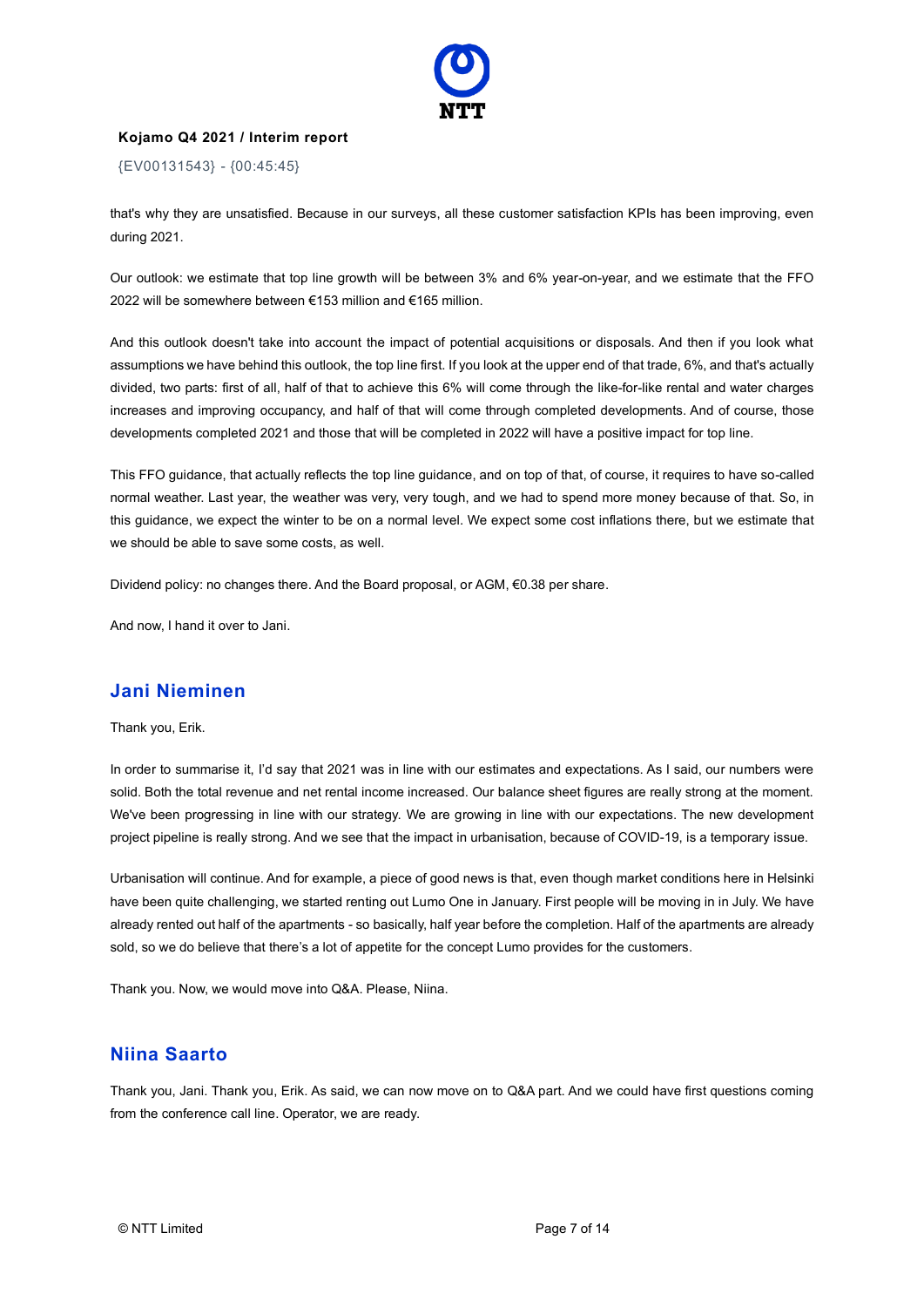that's why they are unsatisfied. Because in our surveys, all these customer satisfaction KPIs has been improving, even during 2021.

Our outlook: we estimate that top line growth will be between 3% and 6% year-on-year, and we estimate that the FFO 2022 will be somewhere between €153 million and €165 million.

And this outlook doesn't take into account the impact of potential acquisitions or disposals. And then if you look what assumptions we have behind this outlook, the top line first. If you look at the upper end of that trade, 6%, and that's actually divided, two parts: first of all, half of that to achieve this 6% will come through the like-for-like rental and water charges increases and improving occupancy, and half of that will come through completed developments. And of course, those developments completed 2021 and those that will be completed in 2022 will have a positive impact for top line.

This FFO guidance, that actually reflects the top line guidance, and on top of that, of course, it requires to have so-called normal weather. Last year, the weather was very, very tough, and we had to spend more money because of that. So, in this guidance, we expect the winter to be on a normal level. We expect some cost inflations there, but we estimate that we should be able to save some costs, as well.

Dividend policy: no changes there. And the Board proposal, or AGM, €0.38 per share.

And now, I hand it over to Jani.

## Jani Nieminen

Thank you, Erik.

In order to summarise it, I'd say that 2021 was in line with our estimates and expectations. As I said, our numbers were solid. Both the total revenue and net rental income increased. Our balance sheet figures are really strong at the moment. We've been progressing in line with our strategy. We are growing in line with our expectations. The new development project pipeline is really strong. And we see that the impact in urbanisation, because of COVID-19, is a temporary issue.

Urbanisation will continue. And for example, a piece of good news is that, even though market conditions here in Helsinki have been quite challenging, we started renting out Lumo One in January. First people will be moving in in July. We have already rented out half of the apartments - so basically, half year before the completion. Half of the apartments are already sold, so we do believe that there's a lot of appetite for the concept Lumo provides for the customers.

Thank you. Now, we would move into Q&A. Please, Niina.

## Niina Saarto

Thank you, Jani. Thank you, Erik. As said, we can now move on to Q&A part. And we could have first questions coming from the conference call line. Operator, we are ready.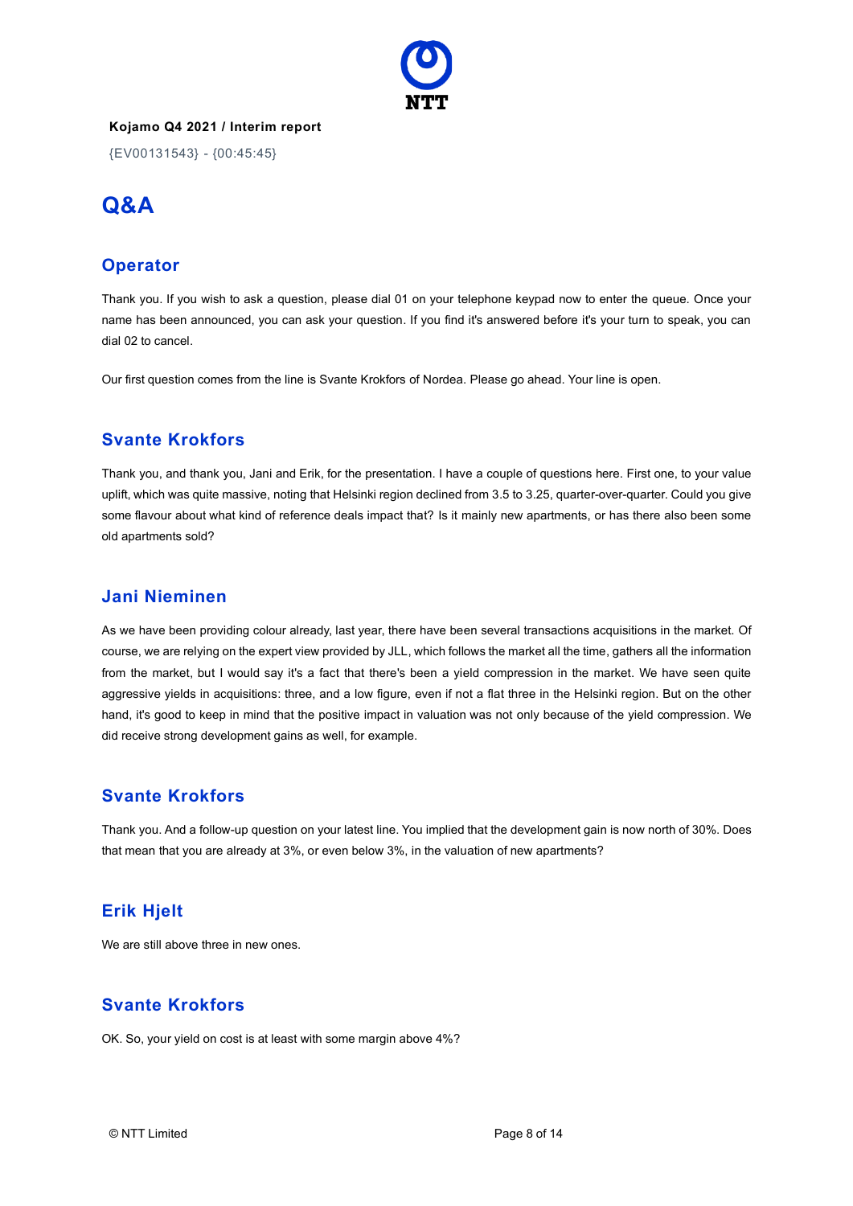## Q&A

### Operator

Thank you. If you wish to ask a question, please dial 01 on your telephone keypad now to enter the queue. Once your name has been announced, you can ask your question. If you find it's answered before it's your turn to speak, you can dial 02 to cancel.

Our first question comes from the line is Svante Krokfors of Nordea. Please go ahead. Your line is open.

### Svante Krokfors

Thank you, and thank you, Jani and Erik, for the presentation. I have a couple of questions here. First one, to your value uplift, which was quite massive, noting that Helsinki region declined from 3.5 to 3.25, quarter-over-quarter. Could you give some flavour about what kind of reference deals impact that? Is it mainly new apartments, or has there also been some old apartments sold?

### Jani Nieminen

As we have been providing colour already, last year, there have been several transactions acquisitions in the market. Of course, we are relying on the expert view provided by JLL, which follows the market all the time, gathers all the information from the market, but I would say it's a fact that there's been a yield compression in the market. We have seen quite aggressive yields in acquisitions: three, and a low figure, even if not a flat three in the Helsinki region. But on the other hand, it's good to keep in mind that the positive impact in valuation was not only because of the yield compression. We did receive strong development gains as well, for example.

### Svante Krokfors

Thank you. And a follow-up question on your latest line. You implied that the development gain is now north of 30%. Does that mean that you are already at 3%, or even below 3%, in the valuation of new apartments?

### Erik Hjelt

We are still above three in new ones.

### Svante Krokfors

OK. So, your yield on cost is at least with some margin above 4%?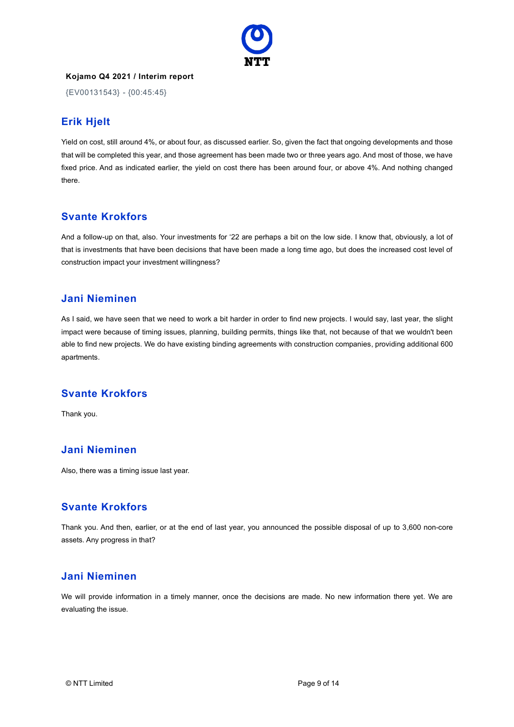## Erik Hjelt

Yield on cost, still around 4%, or about four, as discussed earlier. So, given the fact that ongoing developments and those that will be completed this year, and those agreement has been made two or three years ago. And most of those, we have fixed price. And as indicated earlier, the yield on cost there has been around four, or above 4%. And nothing changed there.

## Svante Krokfors

And a follow-up on that, also. Your investments for '22 are perhaps a bit on the low side. I know that, obviously, a lot of that is investments that have been decisions that have been made a long time ago, but does the increased cost level of construction impact your investment willingness?

## Jani Nieminen

As I said, we have seen that we need to work a bit harder in order to find new projects. I would say, last year, the slight impact were because of timing issues, planning, building permits, things like that, not because of that we wouldn't been able to find new projects. We do have existing binding agreements with construction companies, providing additional 600 apartments.

## Svante Krokfors

Thank you.

## Jani Nieminen

Also, there was a timing issue last year.

## Svante Krokfors

Thank you. And then, earlier, or at the end of last year, you announced the possible disposal of up to 3,600 non-core assets. Any progress in that?

## Jani Nieminen

We will provide information in a timely manner, once the decisions are made. No new information there yet. We are evaluating the issue.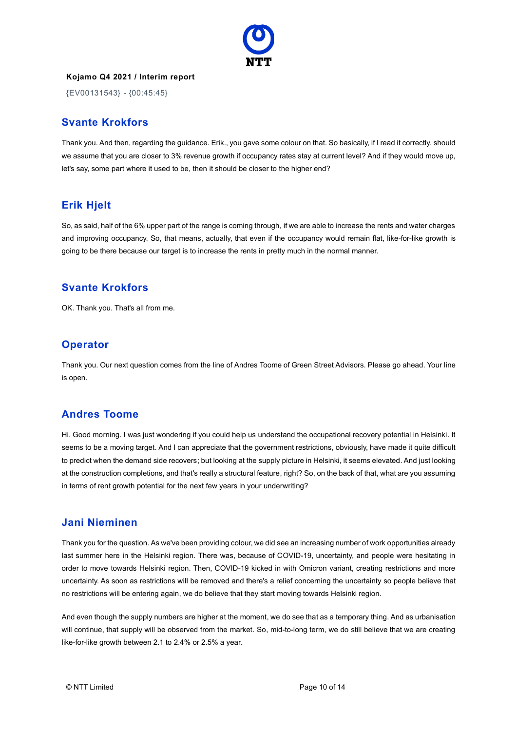**Kojamo Q4 2021 / Interim report**

{EV00131543} - {00:45:45}

## Svante Krokfors

Thank you. And then, regarding the guidance. Erik., you gave some colour on that. So basically, if I read it correctly, should we assume that you are closer to 3% revenue growth if occupancy rates stay at current level? And if they would move up, let's say, some part where it used to be, then it should be closer to the higher end?

## Erik Hjelt

So, as said, half of the 6% upper part of the range is coming through, if we are able to increase the rents and water charges and improving occupancy. So, that means, actually, that even if the occupancy would remain flat, like-for-like growth is going to be there because our target is to increase the rents in pretty much in the normal manner.

## Svante Krokfors

OK. Thank you. That's all from me.

## Operator

Thank you. Our next question comes from the line of Andres Toome of Green Street Advisors. Please go ahead. Your line is open.

## Andres Toome

Hi. Good morning. I was just wondering if you could help us understand the occupational recovery potential in Helsinki. It seems to be a moving target. And I can appreciate that the government restrictions, obviously, have made it quite difficult to predict when the demand side recovers; but looking at the supply picture in Helsinki, it seems elevated. And just looking at the construction completions, and that's really a structural feature, right? So, on the back of that, what are you assuming in terms of rent growth potential for the next few years in your underwriting?

## Jani Nieminen

Thank you for the question. As we've been providing colour, we did see an increasing number of work opportunities already last summer here in the Helsinki region. There was, because of COVID-19, uncertainty, and people were hesitating in order to move towards Helsinki region. Then, COVID-19 kicked in with Omicron variant, creating restrictions and more uncertainty. As soon as restrictions will be removed and there's a relief concerning the uncertainty so people believe that no restrictions will be entering again, we do believe that they start moving towards Helsinki region.

And even though the supply numbers are higher at the moment, we do see that as a temporary thing. And as urbanisation will continue, that supply will be observed from the market. So, mid-to-long term, we do still believe that we are creating like-for-like growth between 2.1 to 2.4% or 2.5% a year.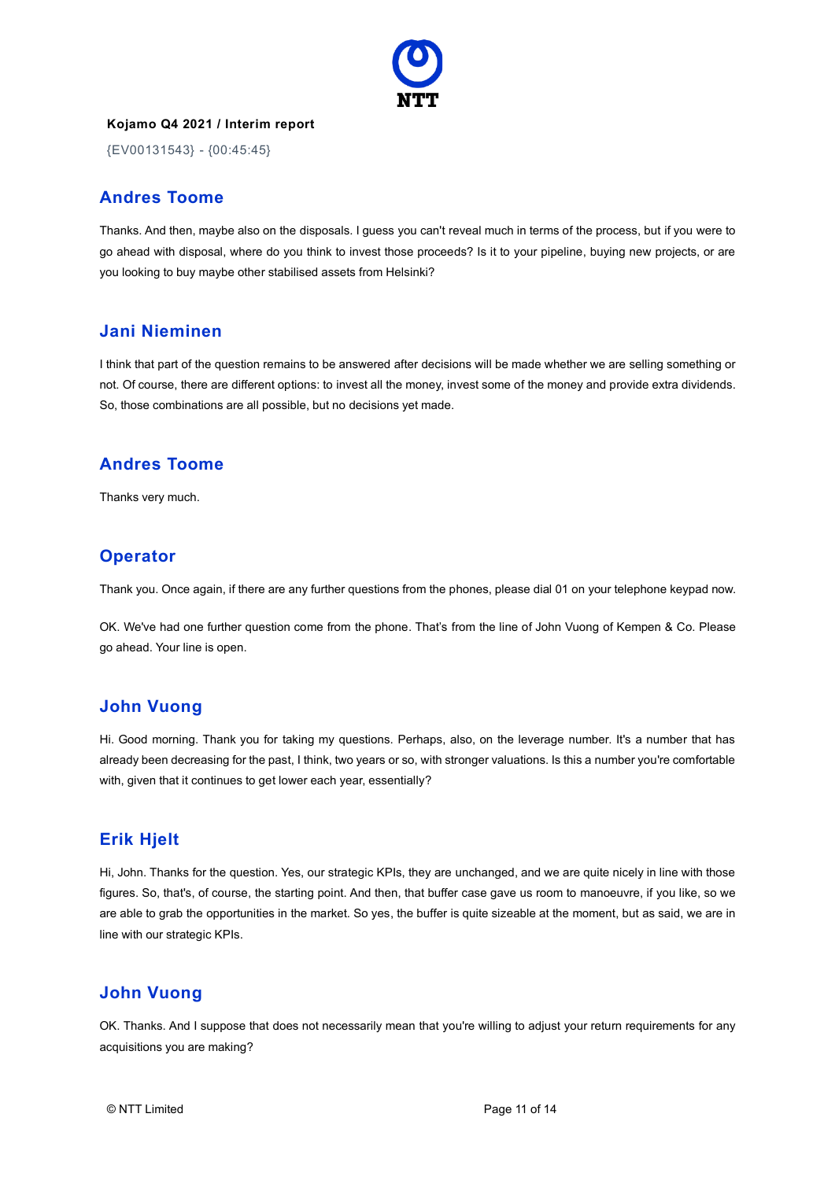## Andres Toome

Thanks. And then, maybe also on the disposals. I guess you can't reveal much in terms of the process, but if you were to go ahead with disposal, where do you think to invest those proceeds? Is it to your pipeline, buying new projects, or are you looking to buy maybe other stabilised assets from Helsinki?

## Jani Nieminen

I think that part of the question remains to be answered after decisions will be made whether we are selling something or not. Of course, there are different options: to invest all the money, invest some of the money and provide extra dividends. So, those combinations are all possible, but no decisions yet made.

## Andres Toome

Thanks very much.

## Operator

Thank you. Once again, if there are any further questions from the phones, please dial 01 on your telephone keypad now.

OK. We've had one further question come from the phone. That's from the line of John Vuong of Kempen & Co. Please go ahead. Your line is open.

## John Vuong

Hi. Good morning. Thank you for taking my questions. Perhaps, also, on the leverage number. It's a number that has already been decreasing for the past, I think, two years or so, with stronger valuations. Is this a number you're comfortable with, given that it continues to get lower each year, essentially?

## Erik Hjelt

Hi, John. Thanks for the question. Yes, our strategic KPIs, they are unchanged, and we are quite nicely in line with those figures. So, that's, of course, the starting point. And then, that buffer case gave us room to manoeuvre, if you like, so we are able to grab the opportunities in the market. So yes, the buffer is quite sizeable at the moment, but as said, we are in line with our strategic KPIs.

## John Vuong

OK. Thanks. And I suppose that does not necessarily mean that you're willing to adjust your return requirements for any acquisitions you are making?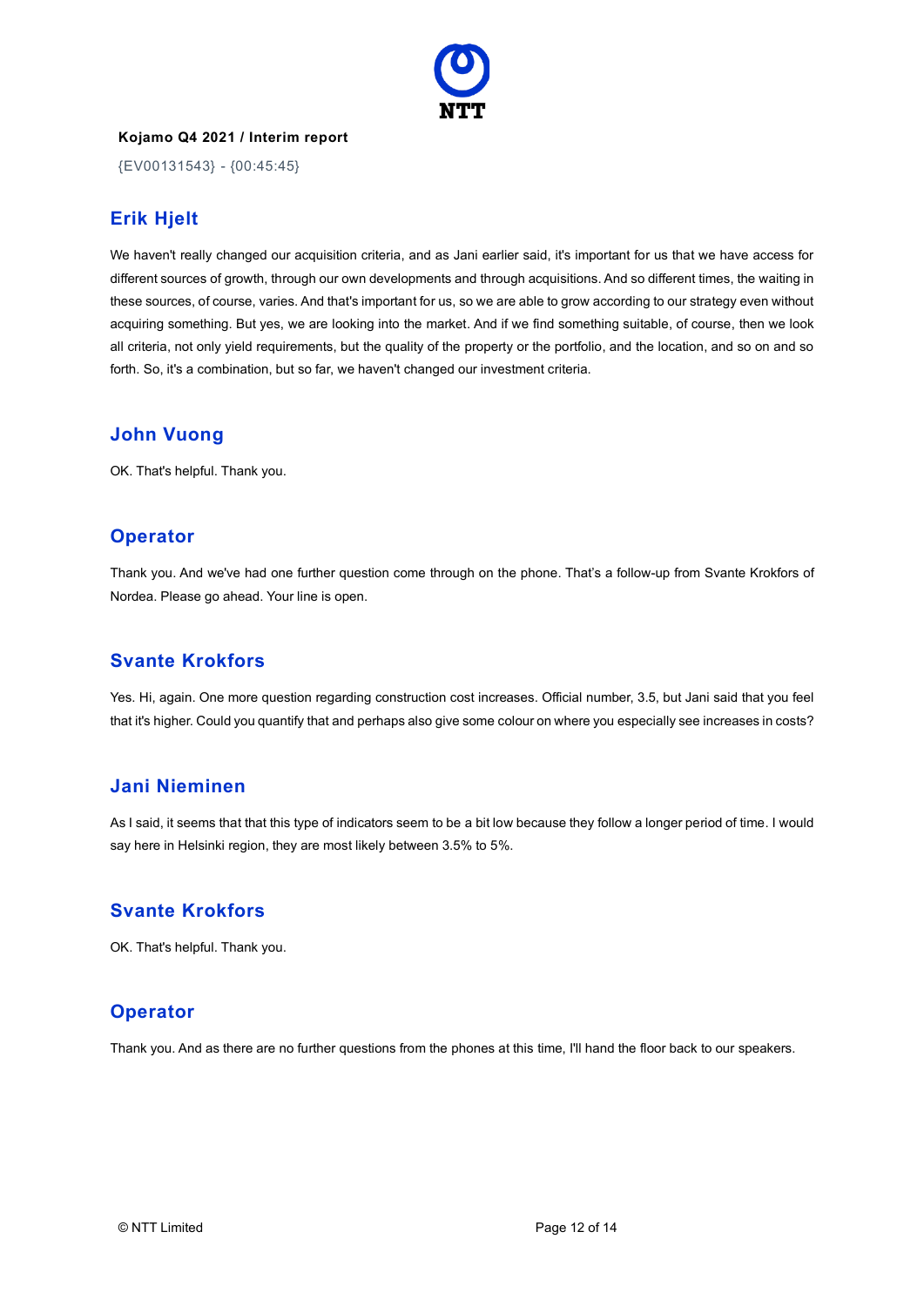## Erik Hjelt

We haven't really changed our acquisition criteria, and as Jani earlier said, it's important for us that we have access for different sources of growth, through our own developments and through acquisitions. And so different times, the waiting in these sources, of course, varies. And that's important for us, so we are able to grow according to our strategy even without acquiring something. But yes, we are looking into the market. And if we find something suitable, of course, then we look all criteria, not only yield requirements, but the quality of the property or the portfolio, and the location, and so on and so forth. So, it's a combination, but so far, we haven't changed our investment criteria.

## John Vuong

OK. That's helpful. Thank you.

## Operator

Thank you. And we've had one further question come through on the phone. That's a follow-up from Svante Krokfors of Nordea. Please go ahead. Your line is open.

## Svante Krokfors

Yes. Hi, again. One more question regarding construction cost increases. Official number, 3.5, but Jani said that you feel that it's higher. Could you quantify that and perhaps also give some colour on where you especially see increases in costs?

## Jani Nieminen

As I said, it seems that that this type of indicators seem to be a bit low because they follow a longer period of time. I would say here in Helsinki region, they are most likely between 3.5% to 5%.

## Svante Krokfors

OK. That's helpful. Thank you.

## Operator

Thank you. And as there are no further questions from the phones at this time, I'll hand the floor back to our speakers.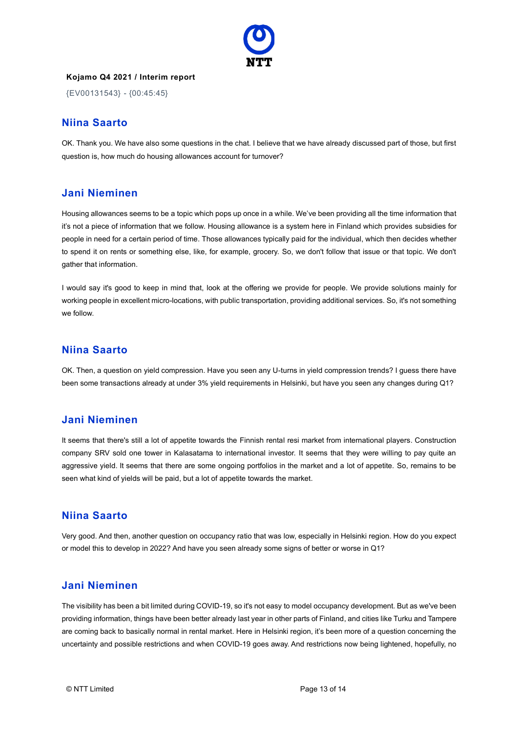## Niina Saarto

OK. Thank you. We have also some questions in the chat. I believe that we have already discussed part of those, but first question is, how much do housing allowances account for turnover?

## Jani Nieminen

Housing allowances seems to be a topic which pops up once in a while. We've been providing all the time information that it's not a piece of information that we follow. Housing allowance is a system here in Finland which provides subsidies for people in need for a certain period of time. Those allowances typically paid for the individual, which then decides whether to spend it on rents or something else, like, for example, grocery. So, we don't follow that issue or that topic. We don't gather that information.

I would say it's good to keep in mind that, look at the offering we provide for people. We provide solutions mainly for working people in excellent micro-locations, with public transportation, providing additional services. So, it's not something we follow.

## Niina Saarto

OK. Then, a question on yield compression. Have you seen any U-turns in yield compression trends? I guess there have been some transactions already at under 3% yield requirements in Helsinki, but have you seen any changes during Q1?

## Jani Nieminen

It seems that there's still a lot of appetite towards the Finnish rental resi market from international players. Construction company SRV sold one tower in Kalasatama to international investor. It seems that they were willing to pay quite an aggressive yield. It seems that there are some ongoing portfolios in the market and a lot of appetite. So, remains to be seen what kind of yields will be paid, but a lot of appetite towards the market.

## Niina Saarto

Very good. And then, another question on occupancy ratio that was low, especially in Helsinki region. How do you expect or model this to develop in 2022? And have you seen already some signs of better or worse in Q1?

## Jani Nieminen

The visibility has been a bit limited during COVID-19, so it's not easy to model occupancy development. But as we've been providing information, things have been better already last year in other parts of Finland, and cities like Turku and Tampere are coming back to basically normal in rental market. Here in Helsinki region, it's been more of a question concerning the uncertainty and possible restrictions and when COVID-19 goes away. And restrictions now being lightened, hopefully, no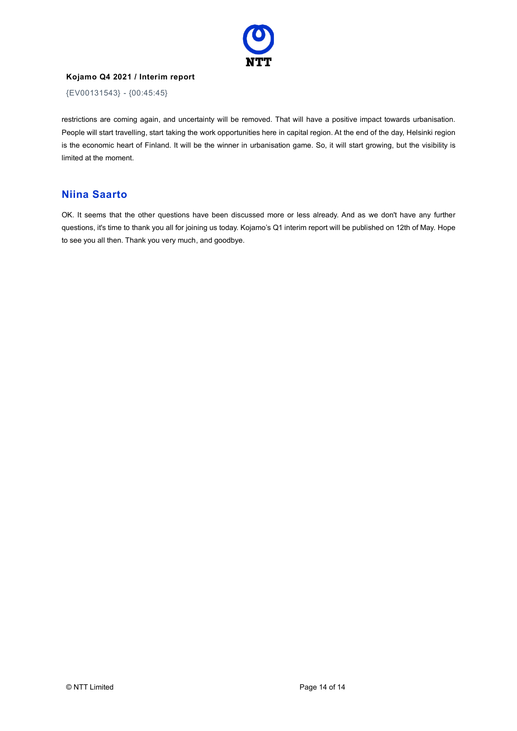restrictions are coming again, and uncertainty will be removed. That will have a positive impact towards urbanisation. People will start travelling, start taking the work opportunities here in capital region. At the end of the day, Helsinki region is the economic heart of Finland. It will be the winner in urbanisation game. So, it will start growing, but the visibility is limited at the moment.

## Niina Saarto

OK. It seems that the other questions have been discussed more or less already. And as we don't have any further questions, it's time to thank you all for joining us today. Kojamo's Q1 interim report will be published on 12th of May. Hope to see you all then. Thank you very much, and goodbye.